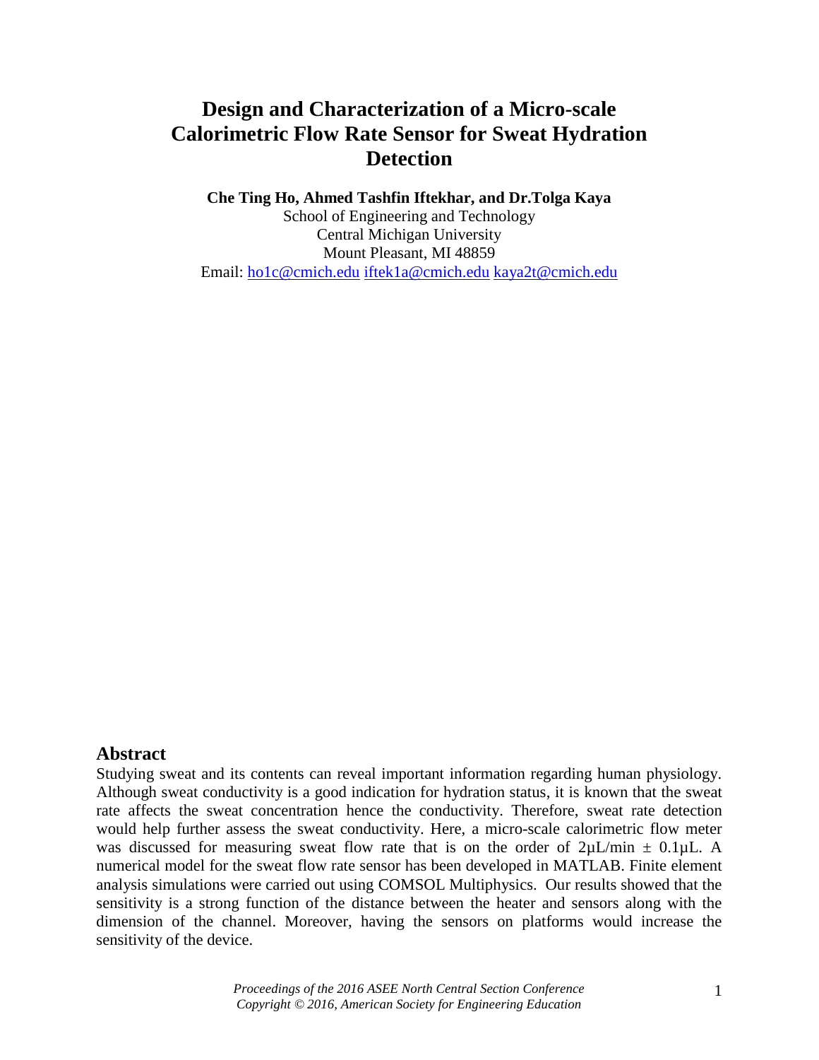# Design and Characterization of a Micro-scale Calorimetric Flow Rate Sensor for Sweat Hydration Detection

**Che Ting Ho, Ahmed Tashfin Iftekhar, and Dr.Tolga Kaya**

School of Engineering and Technology
Central Michigan University
Mount Pleasant, MI 48859
Email: ho1c@cmich.edu iftek1a@cmich.edu kaya2t@cmich.edu

## Abstract

Studying sweat and its contents can reveal important information regarding human physiology. Although sweat conductivity is a good indication for hydration status, it is known that the sweat rate affects the sweat concentration hence the conductivity. Therefore, sweat rate detection would help further assess the sweat conductivity. Here, a micro-scale calorimetric flow meter was discussed for measuring sweat flow rate that is on the order of 2µL/min ± 0.1µL. A numerical model for the sweat flow rate sensor has been developed in MATLAB. Finite element analysis simulations were carried out using COMSOL Multiphysics. Our results showed that the sensitivity is a strong function of the distance between the heater and sensors along with the dimension of the channel. Moreover, having the sensors on platforms would increase the sensitivity of the device.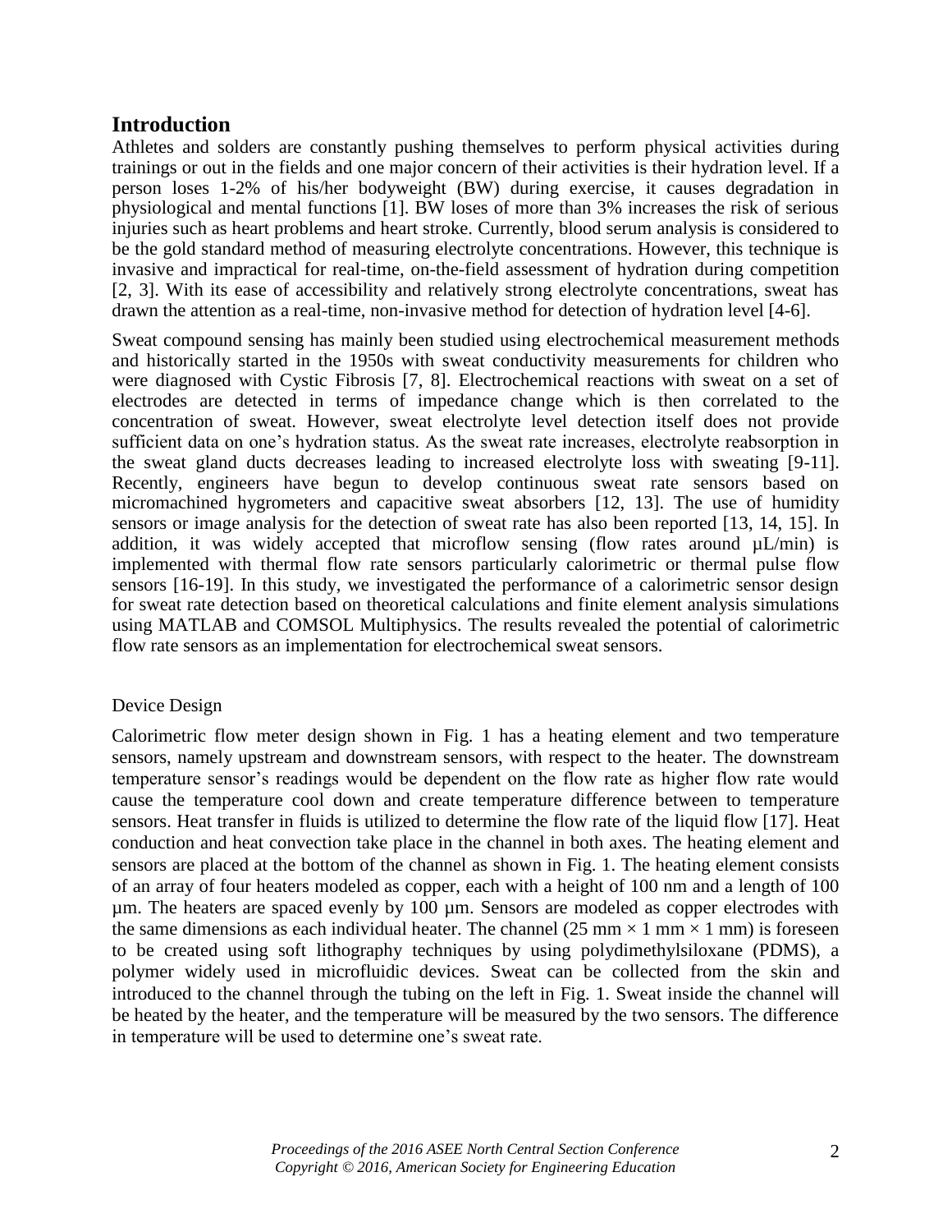## Introduction

Athletes and solders are constantly pushing themselves to perform physical activities during trainings or out in the fields and one major concern of their activities is their hydration level. If a person loses 1-2% of his/her bodyweight (BW) during exercise, it causes degradation in physiological and mental functions [1]. BW loses of more than 3% increases the risk of serious injuries such as heart problems and heart stroke. Currently, blood serum analysis is considered to be the gold standard method of measuring electrolyte concentrations. However, this technique is invasive and impractical for real-time, on-the-field assessment of hydration during competition [2, 3]. With its ease of accessibility and relatively strong electrolyte concentrations, sweat has drawn the attention as a real-time, non-invasive method for detection of hydration level [4-6].

Sweat compound sensing has mainly been studied using electrochemical measurement methods and historically started in the 1950s with sweat conductivity measurements for children who were diagnosed with Cystic Fibrosis [7, 8]. Electrochemical reactions with sweat on a set of electrodes are detected in terms of impedance change which is then correlated to the concentration of sweat. However, sweat electrolyte level detection itself does not provide sufficient data on one's hydration status. As the sweat rate increases, electrolyte reabsorption in the sweat gland ducts decreases leading to increased electrolyte loss with sweating [9-11]. Recently, engineers have begun to develop continuous sweat rate sensors based on micromachined hygrometers and capacitive sweat absorbers [12, 13]. The use of humidity sensors or image analysis for the detection of sweat rate has also been reported [13, 14, 15]. In addition, it was widely accepted that microflow sensing (flow rates around µL/min) is implemented with thermal flow rate sensors particularly calorimetric or thermal pulse flow sensors [16-19]. In this study, we investigated the performance of a calorimetric sensor design for sweat rate detection based on theoretical calculations and finite element analysis simulations using MATLAB and COMSOL Multiphysics. The results revealed the potential of calorimetric flow rate sensors as an implementation for electrochemical sweat sensors.

### Device Design

Calorimetric flow meter design shown in Fig. 1 has a heating element and two temperature sensors, namely upstream and downstream sensors, with respect to the heater. The downstream temperature sensor's readings would be dependent on the flow rate as higher flow rate would cause the temperature cool down and create temperature difference between to temperature sensors. Heat transfer in fluids is utilized to determine the flow rate of the liquid flow [17]. Heat conduction and heat convection take place in the channel in both axes. The heating element and sensors are placed at the bottom of the channel as shown in Fig. 1. The heating element consists of an array of four heaters modeled as copper, each with a height of 100 nm and a length of 100 µm. The heaters are spaced evenly by 100 µm. Sensors are modeled as copper electrodes with the same dimensions as each individual heater. The channel (25 mm × 1 mm × 1 mm) is foreseen to be created using soft lithography techniques by using polydimethylsiloxane (PDMS), a polymer widely used in microfluidic devices. Sweat can be collected from the skin and introduced to the channel through the tubing on the left in Fig. 1. Sweat inside the channel will be heated by the heater, and the temperature will be measured by the two sensors. The difference in temperature will be used to determine one's sweat rate.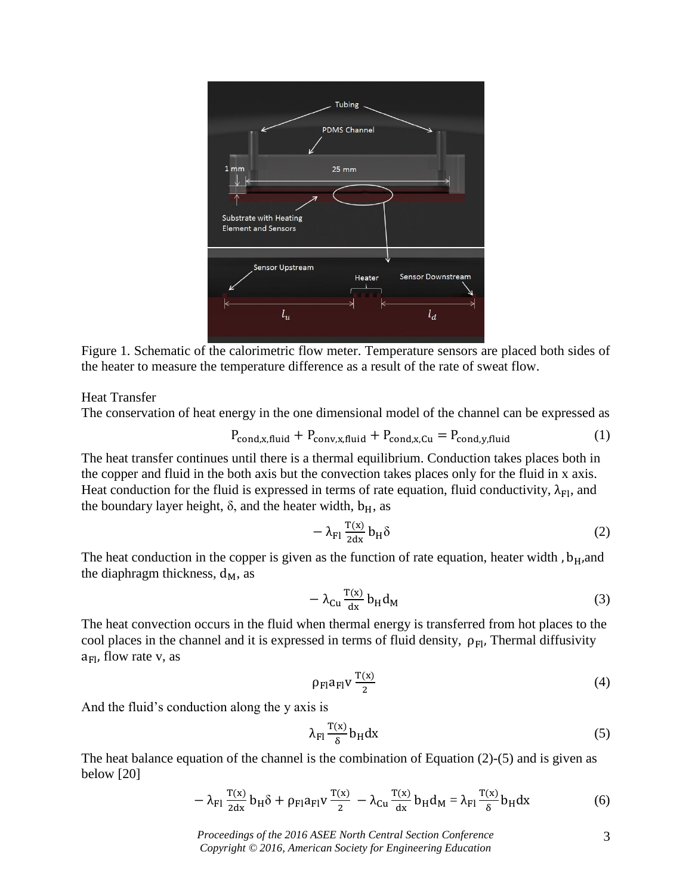Figure 1. Schematic of the calorimetric flow meter. Temperature sensors are placed both sides of the heater to measure the temperature difference as a result of the rate of sweat flow.

Heat Transfer

The conservation of heat energy in the one dimensional model of the channel can be expressed as

$$P_{cond,x,fluid} + P_{conv,x,fluid} + P_{cond,x,Cu} = P_{cond,y,fluid} \tag{1}$$

The heat transfer continues until there is a thermal equilibrium. Conduction takes places both in the copper and fluid in the both axis but the convection takes places only for the fluid in x axis. Heat conduction for the fluid is expressed in terms of rate equation, fluid conductivity, $\lambda_{Fl}$, and the boundary layer height, $\delta$, and the heater width, $b_H$, as

$$-\lambda_{Fl}\frac{T(x)}{2dx}b_H\delta \tag{2}$$

The heat conduction in the copper is given as the function of rate equation, heater width , $b_H$,and the diaphragm thickness, $d_M$, as

$$-\lambda_{Cu}\frac{T(x)}{dx}b_H d_M \tag{3}$$

The heat convection occurs in the fluid when thermal energy is transferred from hot places to the cool places in the channel and it is expressed in terms of fluid density, $\rho_{Fl}$, Thermal diffusivity $a_{Fl}$, flow rate v, as

$$\rho_{Fl}a_{Fl}v\frac{T(x)}{2} \tag{4}$$

And the fluid's conduction along the y axis is

$$\lambda_{Fl}\frac{T(x)}{\delta}b_H dx \tag{5}$$

The heat balance equation of the channel is the combination of Equation (2)-(5) and is given as below [20]

$$-\lambda_{Fl}\frac{T(x)}{2dx}b_H\delta + \rho_{Fl}a_{Fl}v\frac{T(x)}{2} - \lambda_{Cu}\frac{T(x)}{dx}b_H d_M = \lambda_{Fl}\frac{T(x)}{\delta}b_H dx \tag{6}$$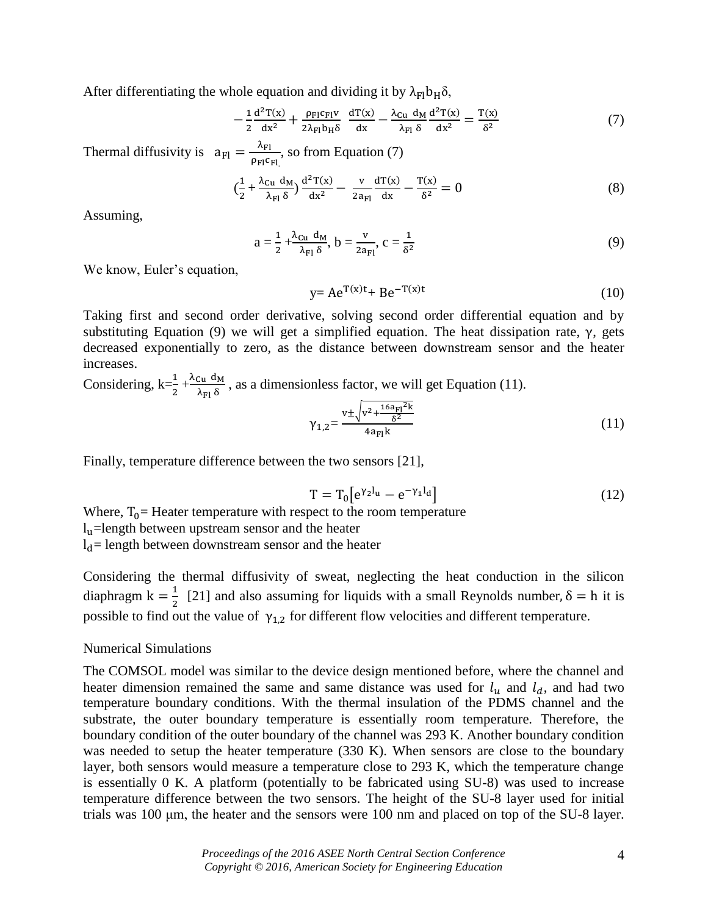After differentiating the whole equation and dividing it by $\lambda_{Fl} b_H \delta$,

$$-\frac{1}{2}\frac{d^2T(x)}{dx^2} + \frac{\rho_{Fl}c_{Fl}v}{2\lambda_{Fl}b_H\delta}\ \frac{dT(x)}{dx} - \frac{\lambda_{Cu}\ d_M}{\lambda_{Fl}\ \delta}\frac{d^2T(x)}{dx^2} = \frac{T(x)}{\delta^2} \tag{7}$$

Thermal diffusivity is $a_{Fl} = \frac{\lambda_{Fl}}{\rho_{Fl}c_{Fl}}$, so from Equation (7)

$$\left(\frac{1}{2} + \frac{\lambda_{Cu}\ d_M}{\lambda_{Fl}\ \delta}\right)\frac{d^2T(x)}{dx^2} - \frac{v}{2a_{Fl}}\frac{dT(x)}{dx} - \frac{T(x)}{\delta^2} = 0 \tag{8}$$

Assuming,

$$a = \frac{1}{2} + \frac{\lambda_{Cu}\ d_M}{\lambda_{Fl}\ \delta},\ b = \frac{v}{2a_{Fl}},\ c = \frac{1}{\delta^2} \tag{9}$$

We know, Euler's equation,

$$y = Ae^{T(x)t} + Be^{-T(x)t} \tag{10}$$

Taking first and second order derivative, solving second order differential equation and by substituting Equation (9) we will get a simplified equation. The heat dissipation rate, $\gamma$, gets decreased exponentially to zero, as the distance between downstream sensor and the heater increases.

Considering, $k = \frac{1}{2} + \frac{\lambda_{Cu}\ d_M}{\lambda_{Fl}\ \delta}$, as a dimensionless factor, we will get Equation (11).

$$\gamma_{1,2} = \frac{v \pm \sqrt{v^2 + \frac{16a_{Fl}{}^2 k}{\delta^2}}}{4a_{Fl}k} \tag{11}$$

Finally, temperature difference between the two sensors [21],

$$T = T_0\left[e^{\gamma_2 l_u} - e^{-\gamma_1 l_d}\right] \tag{12}$$

Where, $T_0$ = Heater temperature with respect to the room temperature

$l_u$ = length between upstream sensor and the heater

$l_d$ = length between downstream sensor and the heater

Considering the thermal diffusivity of sweat, neglecting the heat conduction in the silicon diaphragm $k = \frac{1}{2}$ [21] and also assuming for liquids with a small Reynolds number, $\delta = h$ it is possible to find out the value of $\gamma_{1,2}$ for different flow velocities and different temperature.

## Numerical Simulations

The COMSOL model was similar to the device design mentioned before, where the channel and heater dimension remained the same and same distance was used for $l_u$ and $l_d$, and had two temperature boundary conditions. With the thermal insulation of the PDMS channel and the substrate, the outer boundary temperature is essentially room temperature. Therefore, the boundary condition of the outer boundary of the channel was 293 K. Another boundary condition was needed to setup the heater temperature (330 K). When sensors are close to the boundary layer, both sensors would measure a temperature close to 293 K, which the temperature change is essentially 0 K. A platform (potentially to be fabricated using SU-8) was used to increase temperature difference between the two sensors. The height of the SU-8 layer used for initial trials was 100 μm, the heater and the sensors were 100 nm and placed on top of the SU-8 layer.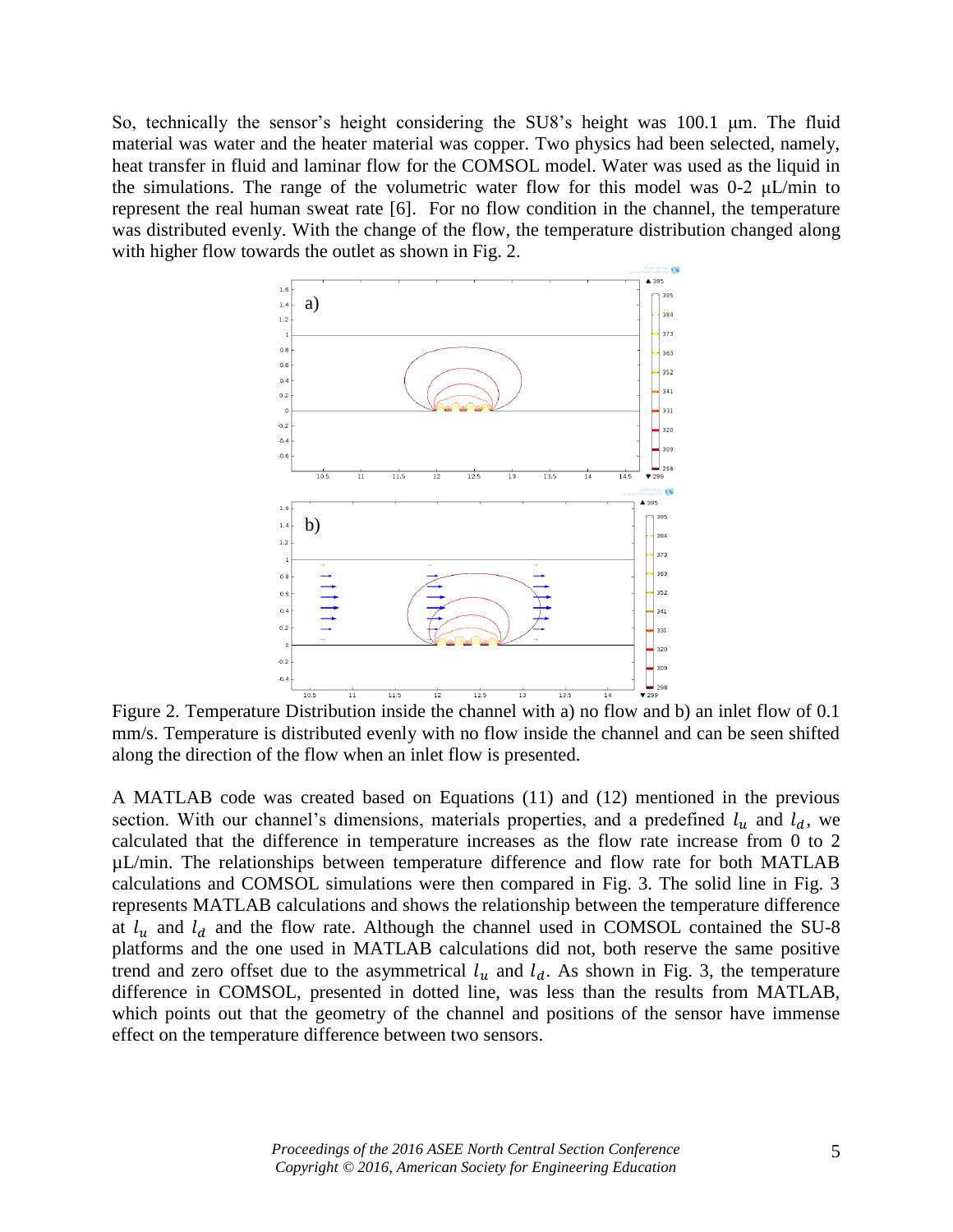So, technically the sensor's height considering the SU8's height was 100.1 μm. The fluid material was water and the heater material was copper. Two physics had been selected, namely, heat transfer in fluid and laminar flow for the COMSOL model. Water was used as the liquid in the simulations. The range of the volumetric water flow for this model was 0-2 μL/min to represent the real human sweat rate [6]. For no flow condition in the channel, the temperature was distributed evenly. With the change of the flow, the temperature distribution changed along with higher flow towards the outlet as shown in Fig. 2.

Figure 2. Temperature Distribution inside the channel with a) no flow and b) an inlet flow of 0.1 mm/s. Temperature is distributed evenly with no flow inside the channel and can be seen shifted along the direction of the flow when an inlet flow is presented.

A MATLAB code was created based on Equations (11) and (12) mentioned in the previous section. With our channel's dimensions, materials properties, and a predefined $l_u$ and $l_d$, we calculated that the difference in temperature increases as the flow rate increase from 0 to 2 μL/min. The relationships between temperature difference and flow rate for both MATLAB calculations and COMSOL simulations were then compared in Fig. 3. The solid line in Fig. 3 represents MATLAB calculations and shows the relationship between the temperature difference at $l_u$ and $l_d$ and the flow rate. Although the channel used in COMSOL contained the SU-8 platforms and the one used in MATLAB calculations did not, both reserve the same positive trend and zero offset due to the asymmetrical $l_u$ and $l_d$. As shown in Fig. 3, the temperature difference in COMSOL, presented in dotted line, was less than the results from MATLAB, which points out that the geometry of the channel and positions of the sensor have immense effect on the temperature difference between two sensors.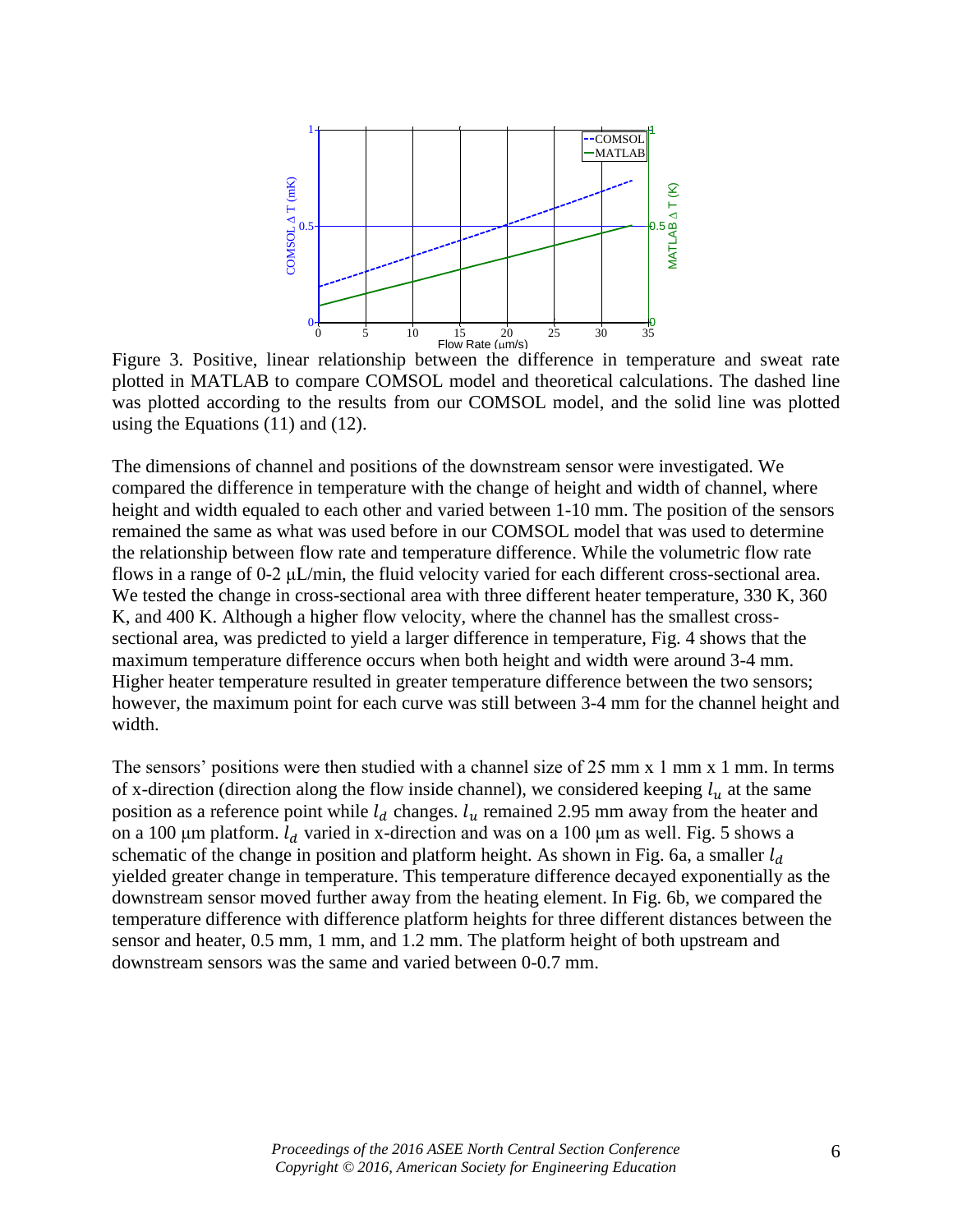Figure 3. Positive, linear relationship between the difference in temperature and sweat rate plotted in MATLAB to compare COMSOL model and theoretical calculations. The dashed line was plotted according to the results from our COMSOL model, and the solid line was plotted using the Equations (11) and (12).

The dimensions of channel and positions of the downstream sensor were investigated. We compared the difference in temperature with the change of height and width of channel, where height and width equaled to each other and varied between 1-10 mm. The position of the sensors remained the same as what was used before in our COMSOL model that was used to determine the relationship between flow rate and temperature difference. While the volumetric flow rate flows in a range of 0-2 μL/min, the fluid velocity varied for each different cross-sectional area. We tested the change in cross-sectional area with three different heater temperature, 330 K, 360 K, and 400 K. Although a higher flow velocity, where the channel has the smallest cross-sectional area, was predicted to yield a larger difference in temperature, Fig. 4 shows that the maximum temperature difference occurs when both height and width were around 3-4 mm. Higher heater temperature resulted in greater temperature difference between the two sensors; however, the maximum point for each curve was still between 3-4 mm for the channel height and width.

The sensors' positions were then studied with a channel size of 25 mm x 1 mm x 1 mm. In terms of x-direction (direction along the flow inside channel), we considered keeping $l_u$ at the same position as a reference point while $l_d$ changes. $l_u$ remained 2.95 mm away from the heater and on a 100 μm platform. $l_d$ varied in x-direction and was on a 100 μm as well. Fig. 5 shows a schematic of the change in position and platform height. As shown in Fig. 6a, a smaller $l_d$ yielded greater change in temperature. This temperature difference decayed exponentially as the downstream sensor moved further away from the heating element. In Fig. 6b, we compared the temperature difference with difference platform heights for three different distances between the sensor and heater, 0.5 mm, 1 mm, and 1.2 mm. The platform height of both upstream and downstream sensors was the same and varied between 0-0.7 mm.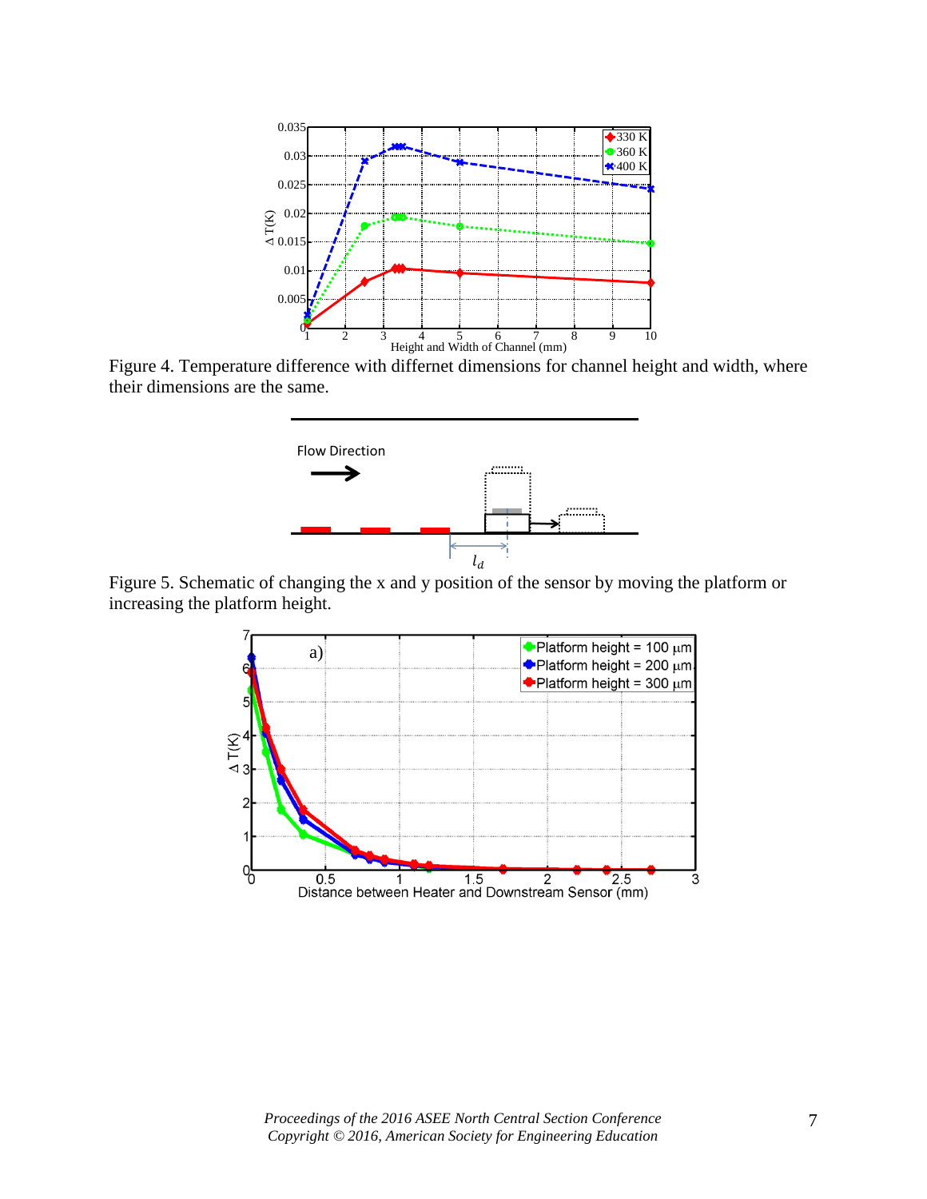Figure 4. Temperature difference with differnet dimensions for channel height and width, where their dimensions are the same.

Figure 5. Schematic of changing the x and y position of the sensor by moving the platform or increasing the platform height.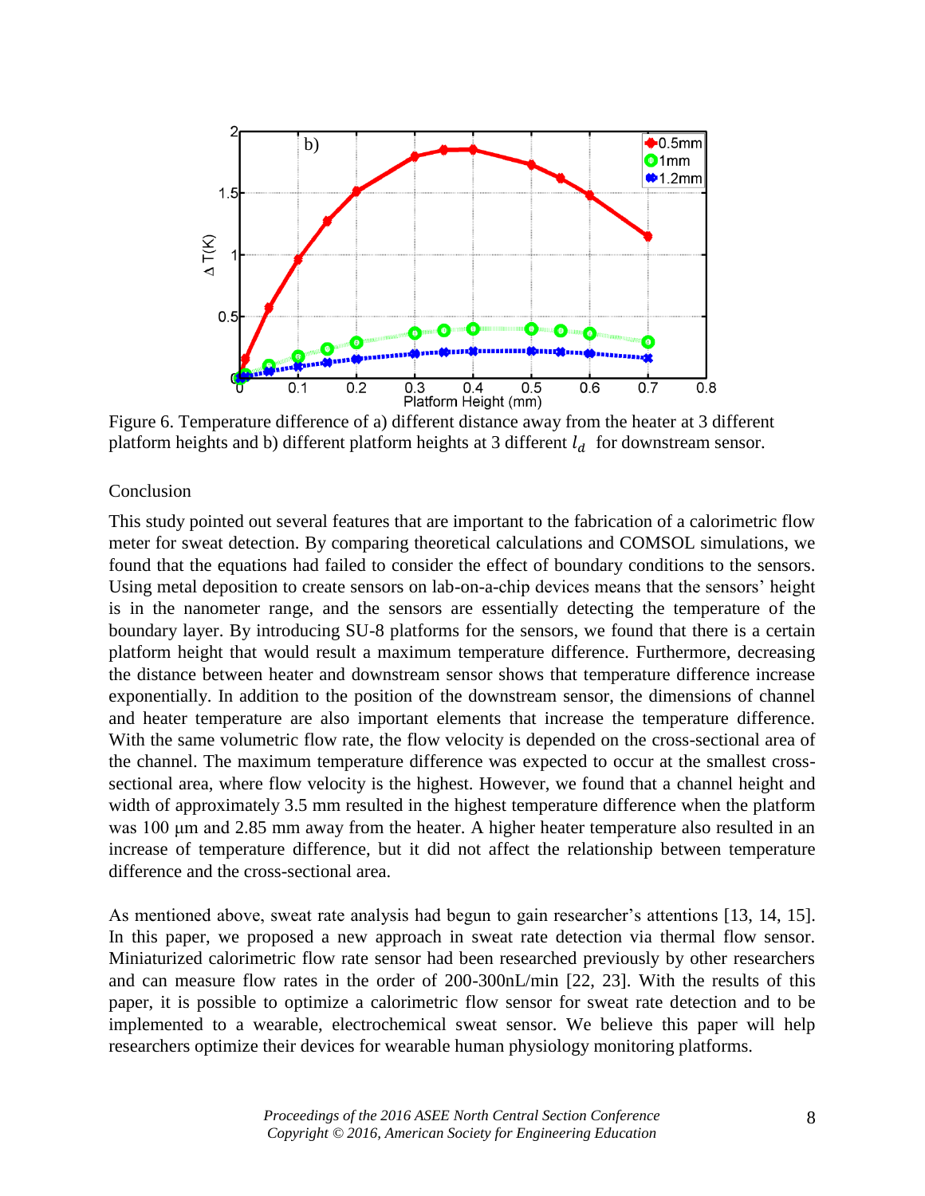Figure 6. Temperature difference of a) different distance away from the heater at 3 different platform heights and b) different platform heights at 3 different $l_d$ for downstream sensor.

## Conclusion

This study pointed out several features that are important to the fabrication of a calorimetric flow meter for sweat detection. By comparing theoretical calculations and COMSOL simulations, we found that the equations had failed to consider the effect of boundary conditions to the sensors. Using metal deposition to create sensors on lab-on-a-chip devices means that the sensors' height is in the nanometer range, and the sensors are essentially detecting the temperature of the boundary layer. By introducing SU-8 platforms for the sensors, we found that there is a certain platform height that would result a maximum temperature difference. Furthermore, decreasing the distance between heater and downstream sensor shows that temperature difference increase exponentially. In addition to the position of the downstream sensor, the dimensions of channel and heater temperature are also important elements that increase the temperature difference. With the same volumetric flow rate, the flow velocity is depended on the cross-sectional area of the channel. The maximum temperature difference was expected to occur at the smallest cross-sectional area, where flow velocity is the highest. However, we found that a channel height and width of approximately 3.5 mm resulted in the highest temperature difference when the platform was 100 μm and 2.85 mm away from the heater. A higher heater temperature also resulted in an increase of temperature difference, but it did not affect the relationship between temperature difference and the cross-sectional area.

As mentioned above, sweat rate analysis had begun to gain researcher's attentions [13, 14, 15]. In this paper, we proposed a new approach in sweat rate detection via thermal flow sensor. Miniaturized calorimetric flow rate sensor had been researched previously by other researchers and can measure flow rates in the order of 200-300nL/min [22, 23]. With the results of this paper, it is possible to optimize a calorimetric flow sensor for sweat rate detection and to be implemented to a wearable, electrochemical sweat sensor. We believe this paper will help researchers optimize their devices for wearable human physiology monitoring platforms.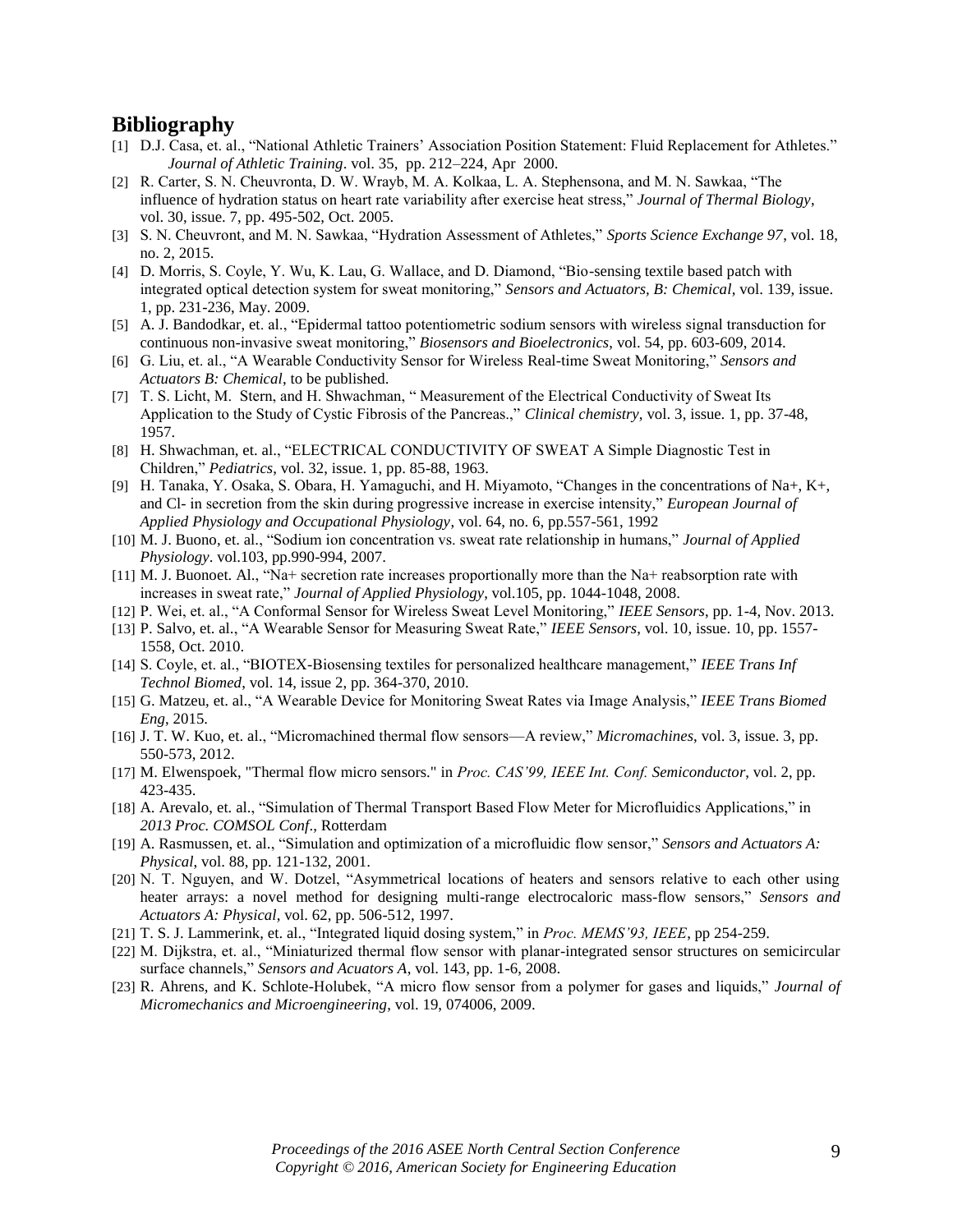## Bibliography

[1] D.J. Casa, et. al., "National Athletic Trainers' Association Position Statement: Fluid Replacement for Athletes." *Journal of Athletic Training*. vol. 35, pp. 212–224, Apr 2000.

[2] R. Carter, S. N. Cheuvronta, D. W. Wrayb, M. A. Kolkaa, L. A. Stephensona, and M. N. Sawkaa, "The influence of hydration status on heart rate variability after exercise heat stress," *Journal of Thermal Biology*, vol. 30, issue. 7, pp. 495-502, Oct. 2005.

[3] S. N. Cheuvront, and M. N. Sawkaa, "Hydration Assessment of Athletes," *Sports Science Exchange 97*, vol. 18, no. 2, 2015.

[4] D. Morris, S. Coyle, Y. Wu, K. Lau, G. Wallace, and D. Diamond, "Bio-sensing textile based patch with integrated optical detection system for sweat monitoring," *Sensors and Actuators, B: Chemical*, vol. 139, issue. 1, pp. 231-236, May. 2009.

[5] A. J. Bandodkar, et. al., "Epidermal tattoo potentiometric sodium sensors with wireless signal transduction for continuous non-invasive sweat monitoring," *Biosensors and Bioelectronics*, vol. 54, pp. 603-609, 2014.

[6] G. Liu, et. al., "A Wearable Conductivity Sensor for Wireless Real-time Sweat Monitoring," *Sensors and Actuators B: Chemical*, to be published.

[7] T. S. Licht, M. Stern, and H. Shwachman, " Measurement of the Electrical Conductivity of Sweat Its Application to the Study of Cystic Fibrosis of the Pancreas.," *Clinical chemistry*, vol. 3, issue. 1, pp. 37-48, 1957.

[8] H. Shwachman, et. al., "ELECTRICAL CONDUCTIVITY OF SWEAT A Simple Diagnostic Test in Children," *Pediatrics*, vol. 32, issue. 1, pp. 85-88, 1963.

[9] H. Tanaka, Y. Osaka, S. Obara, H. Yamaguchi, and H. Miyamoto, "Changes in the concentrations of Na+, K+, and Cl- in secretion from the skin during progressive increase in exercise intensity," *European Journal of Applied Physiology and Occupational Physiology*, vol. 64, no. 6, pp.557-561, 1992

[10] M. J. Buono, et. al., "Sodium ion concentration vs. sweat rate relationship in humans," *Journal of Applied Physiology*. vol.103, pp.990-994, 2007.

[11] M. J. Buonoet. Al., "Na+ secretion rate increases proportionally more than the Na+ reabsorption rate with increases in sweat rate," *Journal of Applied Physiology*, vol.105, pp. 1044-1048, 2008.

[12] P. Wei, et. al., "A Conformal Sensor for Wireless Sweat Level Monitoring," *IEEE Sensors*, pp. 1-4, Nov. 2013.

[13] P. Salvo, et. al., "A Wearable Sensor for Measuring Sweat Rate," *IEEE Sensors*, vol. 10, issue. 10, pp. 1557-1558, Oct. 2010.

[14] S. Coyle, et. al., "BIOTEX-Biosensing textiles for personalized healthcare management," *IEEE Trans Inf Technol Biomed*, vol. 14, issue 2, pp. 364-370, 2010.

[15] G. Matzeu, et. al., "A Wearable Device for Monitoring Sweat Rates via Image Analysis," *IEEE Trans Biomed Eng*, 2015.

[16] J. T. W. Kuo, et. al., "Micromachined thermal flow sensors—A review," *Micromachines*, vol. 3, issue. 3, pp. 550-573, 2012.

[17] M. Elwenspoek, "Thermal flow micro sensors." in *Proc. CAS'99, IEEE Int. Conf. Semiconductor*, vol. 2, pp. 423-435.

[18] A. Arevalo, et. al., "Simulation of Thermal Transport Based Flow Meter for Microfluidics Applications," in *2013 Proc. COMSOL Conf.*, Rotterdam

[19] A. Rasmussen, et. al., "Simulation and optimization of a microfluidic flow sensor," *Sensors and Actuators A: Physical*, vol. 88, pp. 121-132, 2001.

[20] N. T. Nguyen, and W. Dotzel, "Asymmetrical locations of heaters and sensors relative to each other using heater arrays: a novel method for designing multi-range electrocaloric mass-flow sensors," *Sensors and Actuators A: Physical*, vol. 62, pp. 506-512, 1997.

[21] T. S. J. Lammerink, et. al., "Integrated liquid dosing system," in *Proc. MEMS'93, IEEE*, pp 254-259.

[22] M. Dijkstra, et. al., "Miniaturized thermal flow sensor with planar-integrated sensor structures on semicircular surface channels," *Sensors and Acuators A*, vol. 143, pp. 1-6, 2008.

[23] R. Ahrens, and K. Schlote-Holubek, "A micro flow sensor from a polymer for gases and liquids," *Journal of Micromechanics and Microengineering*, vol. 19, 074006, 2009.